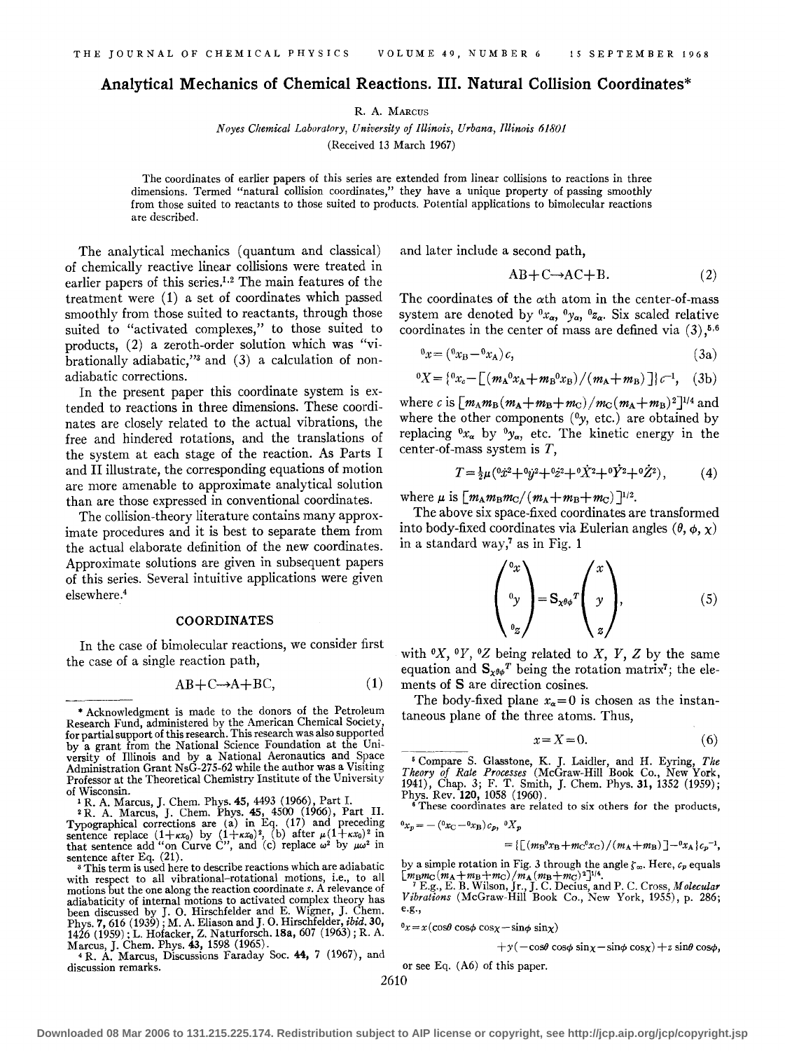# Analytical Mechanics of Chemical Reactions. III. Natural Collision Coordinates*

R. A. Marcus

*Noyes Chemical Laboratory, University of Illinois, Urbana, Illinois 61801*

(Received 13 March 1967)

The coordinates of earlier papers of this series are extended from linear collisions to reactions in three dimensions. Termed "natural collision coordinates," they have a unique property of passing smoothly from those suited to reactants to those suited to products. Potential applications to bimolecular reactions are described.

The analytical mechanics (quantum and classical) of chemically reactive linear collisions were treated in earlier papers of this series.[1,2] The main features of the treatment were (1) a set of coordinates which passed smoothly from those suited to reactants, through those suited to "activated complexes," to those suited to products, (2) a zeroth-order solution which was "vibrationally adiabatic,"[3] and (3) a calculation of nonadiabatic corrections.

In the present paper this coordinate system is extended to reactions in three dimensions. These coordinates are closely related to the actual vibrations, the free and hindered rotations, and the translations of the system at each stage of the reaction. As Parts I and II illustrate, the corresponding equations of motion are more amenable to approximate analytical solution than are those expressed in conventional coordinates.

The collision-theory literature contains many approximate procedures and it is best to separate them from the actual elaborate definition of the new coordinates. Approximate solutions are given in subsequent papers of this series. Several intuitive applications were given elsewhere.[4]

## COORDINATES

In the case of bimolecular reactions, we consider first the case of a single reaction path,

$$\text{AB}+\text{C}\rightarrow\text{A}+\text{BC},\tag{1}$$

and later include a second path,

$$\text{AB}+\text{C}\rightarrow\text{AC}+\text{B}.\tag{2}$$

The coordinates of the $\alpha$th atom in the center-of-mass system are denoted by ${}^0x_\alpha$, ${}^0y_\alpha$, ${}^0z_\alpha$. Six scaled relative coordinates in the center of mass are defined via (3),[5,6]

$${}^0x=({}^0x_\text{B}-{}^0x_\text{A})c,\tag{3a}$$

$${}^0X=\{{}^0x_c-[(m_\text{A}{}^0x_\text{A}+m_\text{B}{}^0x_\text{B})/(m_\text{A}+m_\text{B})]\}c^{-1},\tag{3b}$$

where $c$ is $[m_\text{A}m_\text{B}(m_\text{A}+m_\text{B}+m_\text{C})/m_\text{C}(m_\text{A}+m_\text{B})^2]^{1/4}$ and where the other components (${}^0y$, etc.) are obtained by replacing ${}^0x_\alpha$ by ${}^0y_\alpha$, etc. The kinetic energy in the center-of-mass system is $T$,

$$T=\tfrac{1}{2}\mu({}^0\dot{x}^2+{}^0\dot{y}^2+{}^0\dot{z}^2+{}^0\dot{X}^2+{}^0\dot{Y}^2+{}^0\dot{Z}^2),\tag{4}$$

where $\mu$ is $[m_\text{A}m_\text{B}m_\text{C}/(m_\text{A}+m_\text{B}+m_\text{C})]^{1/2}$.

The above six space-fixed coordinates are transformed into body-fixed coordinates via Eulerian angles $(\theta,\phi,\chi)$ in a standard way,[7] as in Fig. 1

$$\begin{pmatrix}{}^0x\\{}^0y\\{}^0z\end{pmatrix}=\mathbf{S}_{\chi\theta\phi}{}^T\begin{pmatrix}x\\y\\z\end{pmatrix},\tag{5}$$

with ${}^0X$, ${}^0Y$, ${}^0Z$ being related to $X$, $Y$, $Z$ by the same equation and $\mathbf{S}_{\chi\theta\phi}{}^T$ being the rotation matrix[7]; the elements of $\mathbf{S}$ are direction cosines.

The body-fixed plane $x_\alpha=0$ is chosen as the instantaneous plane of the three atoms. Thus,

$$x=X=0.\tag{6}$$

---

\* Acknowledgment is made to the donors of the Petroleum Research Fund, administered by the American Chemical Society, for partial support of this research. This research was also supported by a grant from the National Science Foundation at the University of Illinois and by a National Aeronautics and Space Administration Grant NsG-275-62 while the author was a Visiting Professor at the Theoretical Chemistry Institute of the University of Wisconsin.

[1] R. A. Marcus, J. Chem. Phys. **45**, 4493 (1966), Part I.

[2] R. A. Marcus, J. Chem. Phys. **45**, 4500 (1966), Part II. Typographical corrections are (a) in Eq. (17) and preceding sentence replace $(1+\kappa x_0)$ by $(1+\kappa x_0)^2$, (b) after $\mu(1+\kappa x_0)^2$ in that sentence add "on Curve C", and (c) replace $\omega^2$ by $\mu\omega^2$ in sentence after Eq. (21).

[3] This term is used here to describe reactions which are adiabatic with respect to all vibrational–rotational motions, i.e., to all motions but the one along the reaction coordinate $s$. A relevance of adiabaticity of internal motions to activated complex theory has been discussed by J. O. Hirschfelder and E. Wigner, J. Chem. Phys. **7**, 616 (1939); M. A. Eliason and J. O. Hirschfelder, *ibid.* **30**, 1426 (1959); L. Hofacker, Z. Naturforsch. **18a**, 607 (1963); R. A. Marcus, J. Chem. Phys. **43**, 1598 (1965).

[4] R. A. Marcus, Discussions Faraday Soc. **44**, 7 (1967), and discussion remarks.

[5] Compare S. Glasstone, K. J. Laidler, and H. Eyring, *The Theory of Rate Processes* (McGraw-Hill Book Co., New York, 1941), Chap. 3; F. T. Smith, J. Chem. Phys. **31**, 1352 (1959); Phys. Rev. **120**, 1058 (1960).

[6] These coordinates are related to six others for the products,

$${}^0x_p=-({}^0x_\text{C}-{}^0x_\text{B})c_p,\quad {}^0X_p$$

$$=\{[(m_\text{B}{}^0x_\text{B}+m_\text{C}{}^0x_\text{C})/(m_\text{A}+m_\text{B})]-{}^0x_\text{A}\}c_p{}^{-1},$$

by a simple rotation in Fig. 3 through the angle $\zeta_\infty$. Here, $c_p$ equals $[m_\text{B}m_\text{C}(m_\text{A}+m_\text{B}+m_\text{C})/m_\text{A}(m_\text{B}+m_\text{C})^2]^{1/4}$.

[7] E.g., E. B. Wilson, Jr., J. C. Decius, and P. C. Cross, *Molecular Vibrations* (McGraw-Hill Book Co., New York, 1955), p. 286; e.g.,

$${}^0x=x(\cos\theta\cos\phi\cos\chi-\sin\phi\sin\chi)$$

$$+y(-\cos\theta\cos\phi\sin\chi-\sin\phi\cos\chi)+z\sin\theta\cos\phi,$$

or see Eq. (A6) of this paper.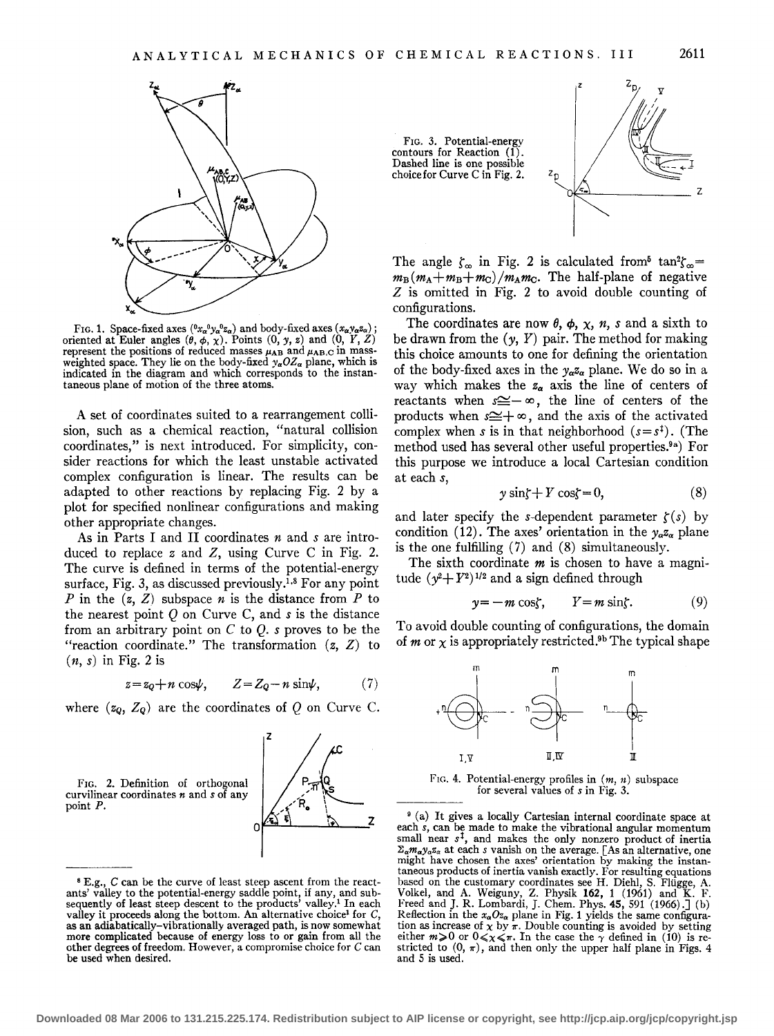FIG. 1. Space-fixed axes $({}^0x_\alpha{}^0y_\alpha{}^0z_\alpha)$; body-fixed axes $(x_\alpha y_\alpha z_\alpha)$; oriented at Euler angles $(\theta, \phi, \chi)$. Points $(0, y, z)$ and $(0, Y, Z)$ represent the positions of reduced masses $\mu_{AB}$ and $\mu_{AB,C}$ in mass-weighted space. They lie on the body-fixed $y_\alpha O Z_\alpha$ plane, which is indicated in the diagram and which corresponds to the instantaneous plane of motion of the three atoms.

A set of coordinates suited to a rearrangement collision, such as a chemical reaction, "natural collision coordinates," is next introduced. For simplicity, consider reactions for which the least unstable activated complex configuration is linear. The results can be adapted to other reactions by replacing Fig. 2 by a plot for specified nonlinear configurations and making other appropriate changes.

As in Parts I and II coordinates $n$ and $s$ are introduced to replace $z$ and $Z$, using Curve C in Fig. 2. The curve is defined in terms of the potential-energy surface, Fig. 3, as discussed previously.[1,8] For any point $P$ in the $(z, Z)$ subspace $n$ is the distance from $P$ to the nearest point $Q$ on Curve C, and $s$ is the distance from an arbitrary point on $C$ to $Q$. $s$ proves to be the "reaction coordinate." The transformation $(z, Z)$ to $(n, s)$ in Fig. 2 is

$$z = z_Q + n\cos\psi, \qquad Z = Z_Q - n\sin\psi, \tag{7}$$

where $(z_Q, Z_Q)$ are the coordinates of $Q$ on Curve C.

FIG. 2. Definition of orthogonal curvilinear coordinates $n$ and $s$ of any point $P$.

FIG. 3. Potential-energy contours for Reaction (1). Dashed line is one possible choice for Curve C in Fig. 2.

The angle $\zeta_\infty$ in Fig. 2 is calculated from[5] $\tan^2\zeta_\infty = m_B(m_A + m_B + m_C)/m_A m_C$. The half-plane of negative $Z$ is omitted in Fig. 2 to avoid double counting of configurations.

The coordinates are now $\theta$, $\phi$, $\chi$, $n$, $s$ and a sixth to be drawn from the $(y, Y)$ pair. The method for making this choice amounts to one for defining the orientation of the body-fixed axes in the $y_\alpha z_\alpha$ plane. We do so in a way which makes the $z_\alpha$ axis the line of centers of reactants when $s \cong -\infty$, the line of centers of the products when $s \cong +\infty$, and the axis of the activated complex when $s$ is in that neighborhood $(s = s^\ddagger)$. (The method used has several other useful properties.[9a]) For this purpose we introduce a local Cartesian condition at each $s$,

$$y\sin\zeta + Y\cos\zeta = 0, \tag{8}$$

and later specify the $s$-dependent parameter $\zeta(s)$ by condition (12). The axes' orientation in the $y_\alpha z_\alpha$ plane is the one fulfilling (7) and (8) simultaneously.

The sixth coordinate $m$ is chosen to have a magnitude $(y^2 + Y^2)^{1/2}$ and a sign defined through

$$y = -m\cos\zeta, \qquad Y = m\sin\zeta. \tag{9}$$

To avoid double counting of configurations, the domain of $m$ or $\chi$ is appropriately restricted.[9b] The typical shape

FIG. 4. Potential-energy profiles in $(m, n)$ subspace for several values of $s$ in Fig. 3.

---

[8] E.g., $C$ can be the curve of least steep ascent from the reactants' valley to the potential-energy saddle point, if any, and subsequently of least steep descent to the products' valley.[1] In each valley it proceeds along the bottom. An alternative choice[1] for $C$, as an adiabatically–vibrationally averaged path, is now somewhat more complicated because of energy loss to or gain from all the other degrees of freedom. However, a compromise choice for $C$ can be used when desired.

[9] (a) It gives a locally Cartesian internal coordinate space at each $s$, can be made to make the vibrational angular momentum small near $s^\ddagger$, and makes the only nonzero product of inertia $\Sigma_\alpha m_\alpha y_\alpha z_\alpha$ at each $s$ vanish on the average. [As an alternative, one might have chosen the axes' orientation by making the instantaneous products of inertia vanish exactly. For resulting equations based on the customary coordinates see H. Diehl, S. Flügge, A. Volkel, and A. Weiguny, Z. Physik **162**, 1 (1961) and K. F. Freed and J. R. Lombardi, J. Chem. Phys. **45**, 591 (1966).] (b) Reflection in the $x_\alpha O z_\alpha$ plane in Fig. 1 yields the same configuration as increase of $\chi$ by $\pi$. Double counting is avoided by setting either $m \geq 0$ or $0 \leq \chi \leq \pi$. In the case the $\gamma$ defined in (10) is restricted to $(0, \pi)$, and then only the upper half plane in Figs. 4 and 5 is used.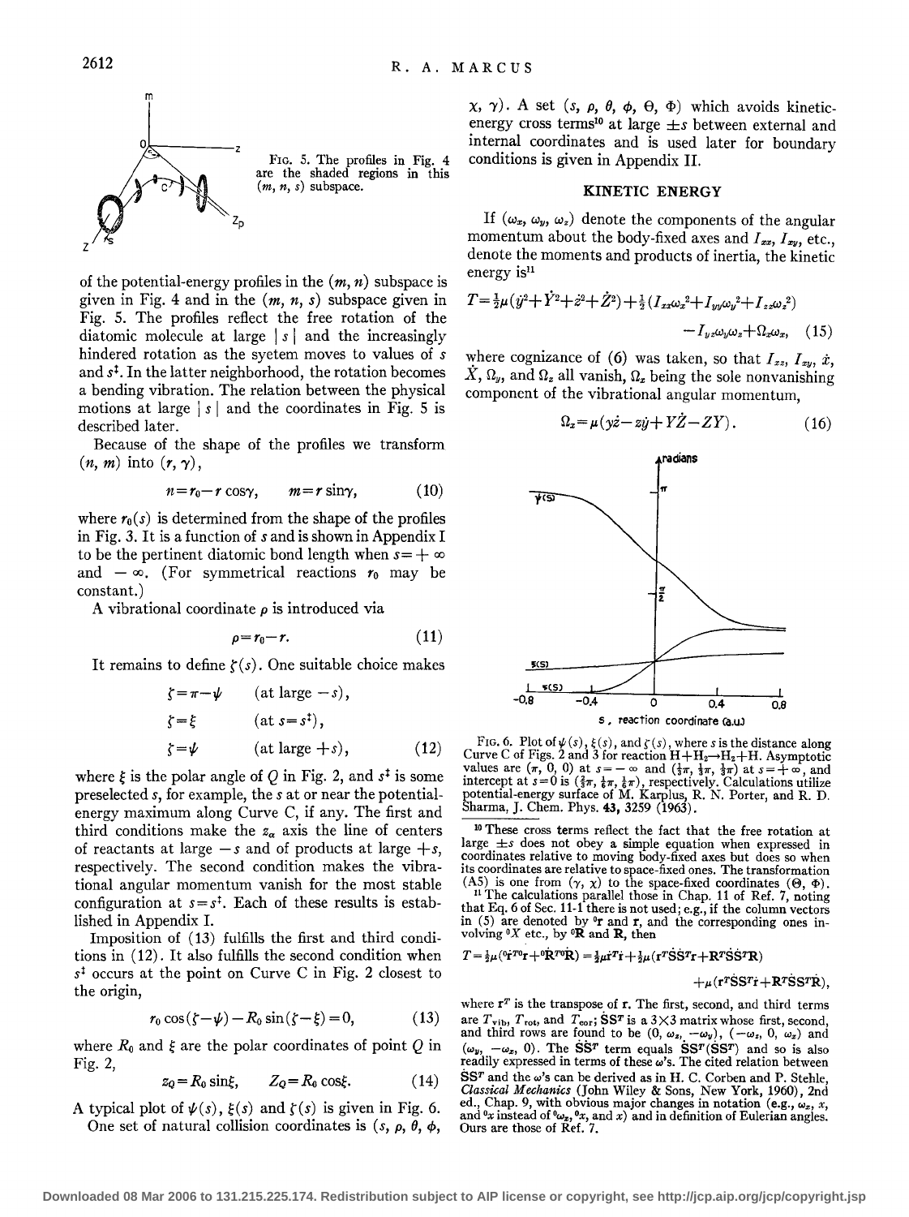FIG. 5. The profiles in Fig. 4 are the shaded regions in this $(m, n, s)$ subspace.

of the potential-energy profiles in the $(m, n)$ subspace is given in Fig. 4 and in the $(m, n, s)$ subspace given in Fig. 5. The profiles reflect the free rotation of the diatomic molecule at large $|s|$ and the increasingly hindered rotation as the syetem moves to values of $s$ and $s^\ddagger$. In the latter neighborhood, the rotation becomes a bending vibration. The relation between the physical motions at large $|s|$ and the coordinates in Fig. 5 is described later.

Because of the shape of the profiles we transform $(n, m)$ into $(r, \gamma)$,

$$n = r_0 - r\cos\gamma, \qquad m = r\sin\gamma, \tag{10}$$

where $r_0(s)$ is determined from the shape of the profiles in Fig. 3. It is a function of $s$ and is shown in Appendix I to be the pertinent diatomic bond length when $s = +\infty$ and $-\infty$. (For symmetrical reactions $r_0$ may be constant.)

A vibrational coordinate $\rho$ is introduced via

$$\rho = r_0 - r. \tag{11}$$

It remains to define $\zeta(s)$. One suitable choice makes

$$\zeta = \pi - \psi \qquad (\text{at large } -s),$$

$$\zeta = \xi \qquad (\text{at } s = s^\ddagger),$$

$$\zeta = \psi \qquad (\text{at large } +s), \tag{12}$$

where $\xi$ is the polar angle of $Q$ in Fig. 2, and $s^\ddagger$ is some preselected $s$, for example, the $s$ at or near the potential-energy maximum along Curve C, if any. The first and third conditions make the $z_\alpha$ axis the line of centers of reactants at large $-s$ and of products at large $+s$, respectively. The second condition makes the vibrational angular momentum vanish for the most stable configuration at $s = s^\ddagger$. Each of these results is established in Appendix I.

Imposition of (13) fulfills the first and third conditions in (12). It also fulfills the second condition when $s^\ddagger$ occurs at the point on Curve C in Fig. 2 closest to the origin,

$$r_0\cos(\zeta - \psi) - R_0\sin(\zeta - \xi) = 0, \tag{13}$$

where $R_0$ and $\xi$ are the polar coordinates of point $Q$ in Fig. 2,

$$z_Q = R_0\sin\xi, \qquad Z_Q = R_0\cos\xi. \tag{14}$$

A typical plot of $\psi(s)$, $\xi(s)$ and $\zeta(s)$ is given in Fig. 6.

One set of natural collision coordinates is $(s, \rho, \theta, \phi, \chi, \gamma)$. A set $(s, \rho, \theta, \phi, \Theta, \Phi)$ which avoids kinetic-energy cross terms[10] at large $\pm s$ between external and internal coordinates and is used later for boundary conditions is given in Appendix II.

## KINETIC ENERGY

If $(\omega_x, \omega_y, \omega_z)$ denote the components of the angular momentum about the body-fixed axes and $I_{xx}$, $I_{xy}$, etc., denote the moments and products of inertia, the kinetic energy is[11]

$$T = \tfrac{1}{2}\mu(\dot{y}^2 + \dot{Y}^2 + \dot{z}^2 + \dot{Z}^2) + \tfrac{1}{2}(I_{xx}\omega_x^2 + I_{yy}\omega_y^2 + I_{zz}\omega_z^2) - I_{yz}\omega_y\omega_z + \Omega_x\omega_x, \tag{15}$$

where cognizance of (6) was taken, so that $I_{xz}$, $I_{xy}$, $\dot{x}$, $\dot{X}$, $\Omega_y$, and $\Omega_z$ all vanish, $\Omega_x$ being the sole nonvanishing component of the vibrational angular momentum,

$$\Omega_x = \mu(y\dot{z} - z\dot{y} + Y\dot{Z} - Z\dot{Y}). \tag{16}$$

FIG. 6. Plot of $\psi(s)$, $\xi(s)$, and $\zeta(s)$, where $s$ is the distance along Curve C of Figs. 2 and 3 for reaction $H + H_2 \rightarrow H_2 + H$. Asymptotic values are $(\pi, 0, 0)$ at $s = -\infty$ and $(\frac{1}{3}\pi, \frac{1}{3}\pi, \frac{1}{3}\pi)$ at $s = +\infty$, and intercept at $s = 0$ is $(\frac{2}{3}\pi, \frac{1}{6}\pi, \frac{1}{6}\pi)$, respectively. Calculations utilize potential-energy surface of M. Karplus, R. N. Porter, and R. D. Sharma, J. Chem. Phys. **43**, 3259 (1963).

[10] These cross terms reflect the fact that the free rotation at large $\pm s$ does not obey a simple equation when expressed in coordinates relative to moving body-fixed axes but does so when its coordinates are relative to space-fixed ones. The transformation (A5) is one from $(\gamma, \chi)$ to the space-fixed coordinates $(\Theta, \Phi)$.

[11] The calculations parallel those in Chap. 11 of Ref. 7, noting that Eq. 6 of Sec. 11-1 there is not used; e.g., if the column vectors in (5) are denoted by ${}^0\mathbf{r}$ and $\mathbf{r}$, and the corresponding ones involving ${}^0X$ etc., by ${}^0\mathbf{R}$ and $\mathbf{R}$, then

$$T = \tfrac{1}{2}\mu({}^0\dot{\mathbf{r}}^{T\,0}\dot{\mathbf{r}} + {}^0\dot{\mathbf{R}}^{T\,0}\dot{\mathbf{R}}) = \tfrac{1}{2}\mu\dot{\mathbf{r}}^T\dot{\mathbf{r}} + \tfrac{1}{2}\mu(\mathbf{r}^T\dot{\mathbf{S}}\dot{\mathbf{S}}^T\mathbf{r} + \mathbf{R}^T\dot{\mathbf{S}}\dot{\mathbf{S}}^T\mathbf{R}) + \mu(\mathbf{r}^T\dot{\mathbf{S}}\mathbf{S}^T\dot{\mathbf{r}} + \mathbf{R}^T\dot{\mathbf{S}}\mathbf{S}^T\dot{\mathbf{R}}),$$

where $\mathbf{r}^T$ is the transpose of $\mathbf{r}$. The first, second, and third terms are $T_{\text{vib}}$, $T_{\text{rot}}$, and $T_{\text{cor}}$; $\dot{\mathbf{S}}\mathbf{S}^T$ is a $3\times3$ matrix whose first, second, and third rows are found to be $(0, \omega_z, -\omega_y)$, $(-\omega_z, 0, \omega_x)$ and $(\omega_y, -\omega_x, 0)$. The $\dot{\mathbf{S}}\dot{\mathbf{S}}^T$ term equals $\dot{\mathbf{S}}\mathbf{S}^T(\dot{\mathbf{S}}\mathbf{S}^T)$ and so is also readily expressed in terms of these $\omega$'s. The cited relation between $\dot{\mathbf{S}}\mathbf{S}^T$ and the $\omega$'s can be derived as in H. C. Corben and P. Stehle, *Classical Mechanics* (John Wiley & Sons, New York, 1960), 2nd ed., Chap. 9, with obvious major changes in notation (e.g., $\omega_z$, $x$, and ${}^0x$ instead of ${}^0\omega_z$, ${}^0x$, and $x$) and in definition of Eulerian angles. Ours are those of Ref. 7.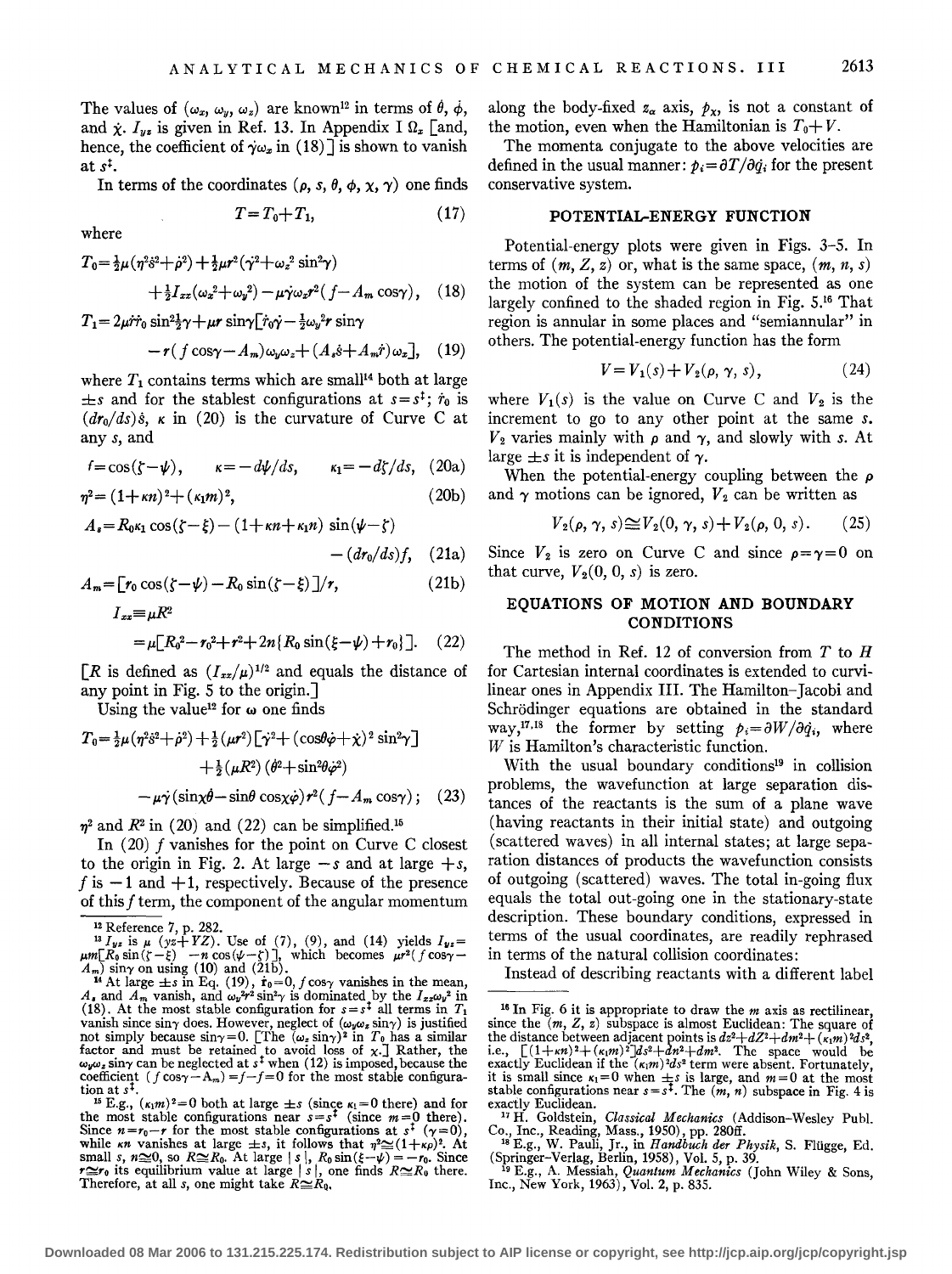The values of $(\omega_x, \omega_y, \omega_z)$ are known[12] in terms of $\dot\theta$, $\dot\phi$, and $\dot\chi$. $I_{yz}$ is given in Ref. 13. In Appendix I $\Omega_z$ [and, hence, the coefficient of $\dot\gamma\omega_z$ in (18)] is shown to vanish at $s^\ddagger$.

In terms of the coordinates $(\rho, s, \theta, \phi, \chi, \gamma)$ one finds

$$T = T_0 + T_1, \tag{17}$$

where

$$T_0 = \tfrac{1}{2}\mu(\eta^2\dot{s}^2 + \dot\rho^2) + \tfrac{1}{2}\mu r^2(\dot\gamma^2 + \omega_z^2\sin^2\gamma) + \tfrac{1}{2}I_{xx}(\omega_x^2 + \omega_y^2) - \mu\dot\gamma\omega_x r^2(f - A_m\cos\gamma), \tag{18}$$

$$T_1 = 2\mu\dot{r}\dot{r}_0\sin^2\tfrac{1}{2}\gamma + \mu r\sin\gamma[\dot{r}_0\dot\gamma - \tfrac{1}{2}\omega_y^2 r\sin\gamma - r(f\cos\gamma - A_m)\omega_y\omega_z + (A_s\dot{s} + A_m\dot{r})\omega_z], \tag{19}$$

where $T_1$ contains terms which are small[14] both at large $\pm s$ and for the stablest configurations at $s = s^\ddagger$; $\dot{r}_0$ is $(dr_0/ds)\dot{s}$, $\kappa$ in (20) is the curvature of Curve C at any $s$, and

$$f = \cos(\zeta - \psi), \qquad \kappa = -d\psi/ds, \qquad \kappa_1 = -d\zeta/ds, \tag{20a}$$

$$\eta^2 = (1 + \kappa n)^2 + (\kappa_1 m)^2, \tag{20b}$$

$$A_s = R_0\kappa_1\cos(\zeta - \xi) - (1 + \kappa n + \kappa_1 n)\sin(\psi - \zeta) - (dr_0/ds)f, \tag{21a}$$

$$A_m = [r_0\cos(\zeta - \psi) - R_0\sin(\zeta - \xi)]/r, \tag{21b}$$

$$I_{xx} \equiv \mu R^2 = \mu[R_0^2 - r_0^2 + r^2 + 2n\{R_0\sin(\xi - \psi) + r_0\}]. \tag{22}$$

[$R$ is defined as $(I_{xx}/\mu)^{1/2}$ and equals the distance of any point in Fig. 5 to the origin.]

Using the value[12] for $\omega$ one finds

$$T_0 = \tfrac{1}{2}\mu(\eta^2\dot{s}^2 + \dot\rho^2) + \tfrac{1}{2}(\mu r^2)[\dot\gamma^2 + (\cos\theta\dot\varphi + \dot\chi)^2\sin^2\gamma] + \tfrac{1}{2}(\mu R^2)(\dot\theta^2 + \sin^2\theta\dot\varphi^2) - \mu\dot\gamma(\sin\chi\dot\theta - \sin\theta\cos\chi\dot\varphi)r^2(f - A_m\cos\gamma); \tag{23}$$

$\eta^2$ and $R^2$ in (20) and (22) can be simplified.[15]

In (20) $f$ vanishes for the point on Curve C closest to the origin in Fig. 2. At large $-s$ and at large $+s$, $f$ is $-1$ and $+1$, respectively. Because of the presence of this $f$ term, the component of the angular momentum along the body-fixed $z_a$ axis, $p_\chi$, is not a constant of the motion, even when the Hamiltonian is $T_0 + V$.

The momenta conjugate to the above velocities are defined in the usual manner: $p_i = \partial T/\partial\dot{q}_i$ for the present conservative system.

## POTENTIAL-ENERGY FUNCTION

Potential-energy plots were given in Figs. 3–5. In terms of $(m, Z, z)$ or, what is the same space, $(m, n, s)$ the motion of the system can be represented as one largely confined to the shaded region in Fig. 5.[16] That region is annular in some places and "semiannular" in others. The potential-energy function has the form

$$V = V_1(s) + V_2(\rho, \gamma, s), \tag{24}$$

where $V_1(s)$ is the value on Curve C and $V_2$ is the increment to go to any other point at the same $s$. $V_2$ varies mainly with $\rho$ and $\gamma$, and slowly with $s$. At large $\pm s$ it is independent of $\gamma$.

When the potential-energy coupling between the $\rho$ and $\gamma$ motions can be ignored, $V_2$ can be written as

$$V_2(\rho, \gamma, s) \cong V_2(0, \gamma, s) + V_2(\rho, 0, s). \tag{25}$$

Since $V_2$ is zero on Curve C and since $\rho = \gamma = 0$ on that curve, $V_2(0, 0, s)$ is zero.

## EQUATIONS OF MOTION AND BOUNDARY CONDITIONS

The method in Ref. 12 of conversion from $T$ to $H$ for Cartesian internal coordinates is extended to curvilinear ones in Appendix III. The Hamilton–Jacobi and Schrödinger equations are obtained in the standard way,[17,18] the former by setting $p_i = \partial W/\partial q_i$, where $W$ is Hamilton's characteristic function.

With the usual boundary conditions[19] in collision problems, the wavefunction at large separation distances of the reactants is the sum of a plane wave (having reactants in their initial state) and outgoing (scattered waves) in all internal states; at large separation distances of products the wavefunction consists of outgoing (scattered) waves. The total in-going flux equals the total out-going one in the stationary-state description. These boundary conditions, expressed in terms of the usual coordinates, are readily rephrased in terms of the natural collision coordinates:

Instead of describing reactants with a different label

---

[12] Reference 7, p. 282.

[13] $I_{yz}$ is $\mu$ $(yz + YZ)$. Use of (7), (9), and (14) yields $I_{yz} = \mu m[R_0\sin(\zeta - \xi) - n\cos(\psi - \zeta)]$, which becomes $\mu r^2(f\cos\gamma - A_m)\sin\gamma$ on using (10) and (21b).

[14] At large $\pm s$ in Eq. (19), $\dot{r}_0 = 0$, $f\cos\gamma$ vanishes in the mean, $A_s$ and $A_m$ vanish, and $\omega_y^2 r^2 \sin^2\gamma$ is dominated by the $I_{xx}\omega_y^2$ in (18). At the most stable configuration for $s = s^\ddagger$ all terms in $T_1$ vanish since $\sin\gamma$ does. However, neglect of $(\omega_y\omega_z\sin\gamma)$ is justified not simply because $\sin\gamma = 0$. [The $(\omega_z\sin\gamma)^2$ in $T_0$ has a similar factor and must be retained to avoid loss of $\chi$.] Rather, the $\omega_y\omega_z\sin\gamma$ can be neglected at $s^\ddagger$ when (12) is imposed, because the coefficient $(f\cos\gamma - A_m) = f - f = 0$ for the most stable configuration at $s^\ddagger$.

[15] E.g., $(\kappa_1 m)^2 = 0$ both at large $\pm s$ (since $\kappa_1 = 0$ there) and for the most stable configurations at $s = s^\ddagger$ (since $m = 0$ there). Since $n = r_0 - r$ for the most stable configurations at $s^\ddagger$ $(\gamma = 0)$, while $\kappa n$ vanishes at large $\pm s$, it follows that $\eta^2 \cong (1 + \kappa\rho)^2$. At small $s$, $n \cong 0$, so $R \cong R_0$. At large $|s|$, $R_0\sin(\xi - \psi) = -r_0$. Since $r \cong r_0$ its equilibrium value at large $|s|$, one finds $R \cong R_0$ there. Therefore, at all $s$, one might take $R \cong R_0$.

[16] In Fig. 6 it is appropriate to draw the $m$ axis as rectilinear, since the $(m, Z, z)$ subspace is almost Euclidean: The square of the distance between adjacent points is $dz^2 + dZ^2 + dm^2 + (\kappa_1 m)^2 ds^2$, i.e., $[(1 + \kappa n)^2 + (\kappa_1 m)^2]ds^2 + dn^2 + dm^2$. The space would be exactly Euclidean if the $(\kappa_1 m)^2 ds^2$ term were absent. Fortunately, it is small since $\kappa_1 = 0$ when $\pm s$ is large, and $m = 0$ at the most stable configurations near $s = s^\ddagger$. The $(m, n)$ subspace in Fig. 4 is exactly Euclidean.

[17] H. Goldstein, *Classical Mechanics* (Addison-Wesley Publ. Co., Inc., Reading, Mass., 1950), pp. 280ff.

[18] E.g., W. Pauli, Jr., in *Handbuch der Physik*, S. Flügge, Ed. (Springer-Verlag, Berlin, 1958), Vol. 5, p. 39.

[19] E.g., A. Messiah, *Quantum Mechanics* (John Wiley & Sons, Inc., New York, 1963), Vol. 2, p. 835.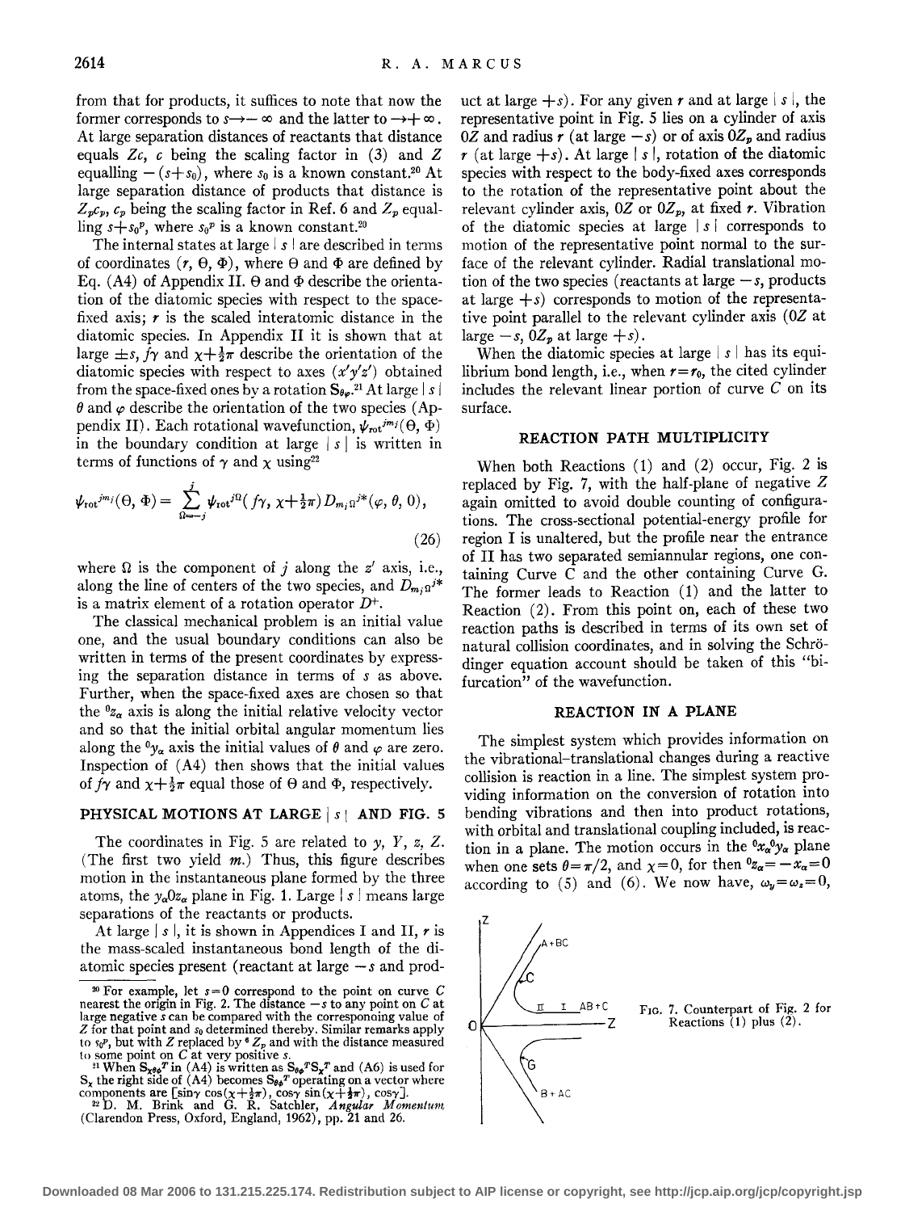from that for products, it suffices to note that now the former corresponds to $s \to -\infty$ and the latter to $\to +\infty$. At large separation distances of reactants that distance equals $Zc$, $c$ being the scaling factor in (3) and $Z$ equalling $-(s+s_0)$, where $s_0$ is a known constant.[20] At large separation distance of products that distance is $Z_p c_p$, $c_p$ being the scaling factor in Ref. 6 and $Z_p$ equalling $s+s_0^p$, where $s_0^p$ is a known constant.[20]

The internal states at large $|s|$ are described in terms of coordinates $(r, \Theta, \Phi)$, where $\Theta$ and $\Phi$ are defined by Eq. (A4) of Appendix II. $\Theta$ and $\Phi$ describe the orientation of the diatomic species with respect to the space-fixed axis; $r$ is the scaled interatomic distance in the diatomic species. In Appendix II it is shown that at large $\pm s$, $f\gamma$ and $\chi + \frac{1}{2}\pi$ describe the orientation of the diatomic species with respect to axes $(x'y'z')$ obtained from the space-fixed ones by a rotation $\mathbf{S}_{\theta\varphi}$.[21] At large $|s|$ $\theta$ and $\varphi$ describe the orientation of the two species (Appendix II). Each rotational wavefunction, $\psi_{\text{rot}}^{jm_j}(\Theta, \Phi)$ in the boundary condition at large $|s|$ is written in terms of functions of $\gamma$ and $\chi$ using[22]

$$\psi_{\text{rot}}^{jm_j}(\Theta, \Phi) = \sum_{\Omega=-j}^{j} \psi_{\text{rot}}^{j\Omega}(f\gamma, \chi + \tfrac{1}{2}\pi) D_{m_j\Omega}^{j*}(\varphi, \theta, 0), \tag{26}$$

where $\Omega$ is the component of $j$ along the $z'$ axis, i.e., along the line of centers of the two species, and $D_{m_j\Omega}^{j*}$ is a matrix element of a rotation operator $D^+$.

The classical mechanical problem is an initial value one, and the usual boundary conditions can also be written in terms of the present coordinates by expressing the separation distance in terms of $s$ as above. Further, when the space-fixed axes are chosen so that the ${}^0z_\alpha$ axis is along the initial relative velocity vector and so that the initial orbital angular momentum lies along the ${}^0y_\alpha$ axis the initial values of $\theta$ and $\varphi$ are zero. Inspection of (A4) then shows that the initial values of $f\gamma$ and $\chi + \frac{1}{2}\pi$ equal those of $\Theta$ and $\Phi$, respectively.

## PHYSICAL MOTIONS AT LARGE $|s|$ AND FIG. 5

The coordinates in Fig. 5 are related to $y$, $Y$, $z$, $Z$. (The first two yield $m$.) Thus, this figure describes motion in the instantaneous plane formed by the three atoms, the $y_\alpha 0 z_\alpha$ plane in Fig. 1. Large $|s|$ means large separations of the reactants or products.

At large $|s|$, it is shown in Appendices I and II, $r$ is the mass-scaled instantaneous bond length of the diatomic species present (reactant at large $-s$ and product at large $+s$). For any given $r$ and at large $|s|$, the representative point in Fig. 5 lies on a cylinder of axis $0Z$ and radius $r$ (at large $-s$) or of axis $0Z_p$ and radius $r$ (at large $+s$). At large $|s|$, rotation of the diatomic species with respect to the body-fixed axes corresponds to the rotation of the representative point about the relevant cylinder axis, $0Z$ or $0Z_p$, at fixed $r$. Vibration of the diatomic species at large $|s|$ corresponds to motion of the representative point normal to the surface of the relevant cylinder. Radial translational motion of the two species (reactants at large $-s$, products at large $+s$) corresponds to motion of the representative point parallel to the relevant cylinder axis ($0Z$ at large $-s$, $0Z_p$ at large $+s$).

When the diatomic species at large $|s|$ has its equilibrium bond length, i.e., when $r = r_0$, the cited cylinder includes the relevant linear portion of curve $C$ on its surface.

## REACTION PATH MULTIPLICITY

When both Reactions (1) and (2) occur, Fig. 2 is replaced by Fig. 7, with the half-plane of negative $Z$ again omitted to avoid double counting of configurations. The cross-sectional potential-energy profile for region I is unaltered, but the profile near the entrance of II has two separated semiannular regions, one containing Curve C and the other containing Curve G. The former leads to Reaction (1) and the latter to Reaction (2). From this point on, each of these two reaction paths is described in terms of its own set of natural collision coordinates, and in solving the Schrödinger equation account should be taken of this "bifurcation" of the wavefunction.

## REACTION IN A PLANE

The simplest system which provides information on the vibrational–translational changes during a reactive collision is reaction in a line. The simplest system providing information on the conversion of rotation into bending vibrations and then into product rotations, with orbital and translational coupling included, is reaction in a plane. The motion occurs in the ${}^0x_\alpha {}^0y_\alpha$ plane when one sets $\theta = \pi/2$, and $\chi = 0$, for then ${}^0z_\alpha = -x_\alpha = 0$ according to (5) and (6). We now have, $\omega_y = \omega_z = 0$,

FIG. 7. Counterpart of Fig. 2 for Reactions (1) plus (2).

---

[20] For example, let $s=0$ correspond to the point on curve $C$ nearest the origin in Fig. 2. The distance $-s$ to any point on $C$ at large negative $s$ can be compared with the corresponding value of $Z$ for that point and $s_0$ determined thereby. Similar remarks apply to $s_0^p$, but with $Z$ replaced by ${}^0Z_p$ and with the distance measured to some point on $C$ at very positive $s$.

[21] When $\mathbf{S}_{\chi\theta\phi}^T$ in (A4) is written as $\mathbf{S}_{\theta\phi}^T\mathbf{S}_\chi^T$ and (A6) is used for $\mathbf{S}_\chi$ the right side of (A4) becomes $\mathbf{S}_{\theta\phi}^T$ operating on a vector where components are $[\sin\gamma \cos(\chi + \frac{1}{2}\pi), \cos\gamma \sin(\chi + \frac{1}{2}\pi), \cos\gamma]$.

[22] D. M. Brink and G. R. Satchler, *Angular Momentum* (Clarendon Press, Oxford, England, 1962), pp. 21 and 26.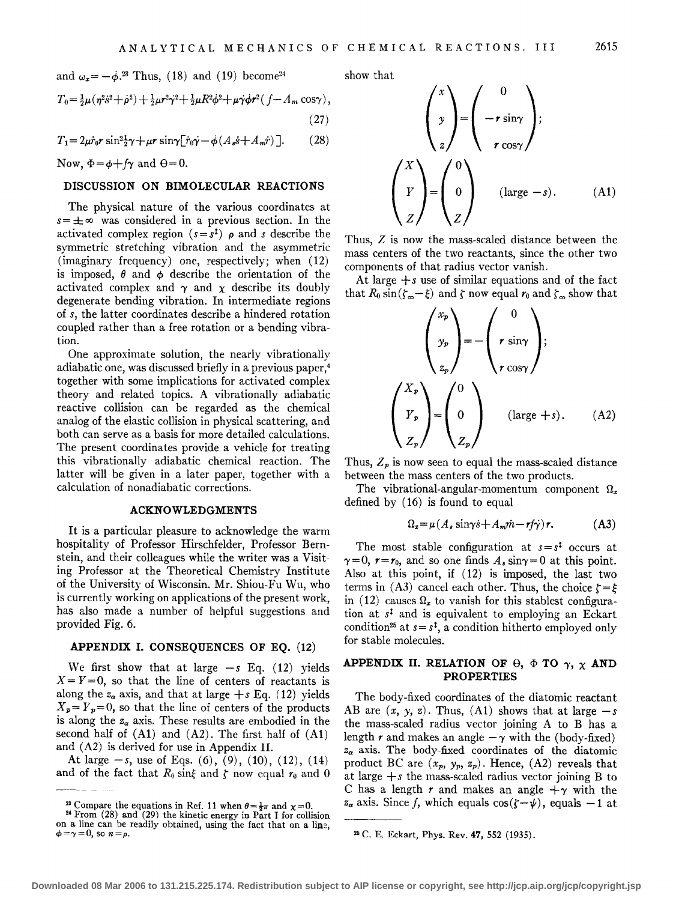and $\omega_x = -\dot{\phi}$.[23] Thus, (18) and (19) become[24]

$$T_0 = \tfrac{1}{2}\mu(\eta^2\dot{s}^2 + \dot{\rho}^2) + \tfrac{1}{2}\mu r^2\dot{\gamma}^2 + \tfrac{1}{2}\mu R^2\dot{\phi}^2 + \mu\dot{\gamma}\dot{\phi}r^2(f - A_m\cos\gamma), \tag{27}$$

$$T_1 = 2\mu\dot{r}_0 r\sin^2\tfrac{1}{2}\gamma + \mu r\sin\gamma[\dot{r}_0\dot{\gamma} - \dot{\phi}(A_s\dot{s} + A_m\dot{r})]. \tag{28}$$

Now, $\Phi = \phi + f\gamma$ and $\Theta = 0$.

## DISCUSSION ON BIMOLECULAR REACTIONS

The physical nature of the various coordinates at $s = \pm\infty$ was considered in a previous section. In the activated complex region ($s = s^{\ddagger}$) $\rho$ and $s$ describe the symmetric stretching vibration and the asymmetric (imaginary frequency) one, respectively; when (12) is imposed, $\theta$ and $\phi$ describe the orientation of the activated complex and $\gamma$ and $\chi$ describe its doubly degenerate bending vibration. In intermediate regions of $s$, the latter coordinates describe a hindered rotation coupled rather than a free rotation or a bending vibration.

One approximate solution, the nearly vibrationally adiabatic one, was discussed briefly in a previous paper,[4] together with some implications for activated complex theory and related topics. A vibrationally adiabatic reactive collision can be regarded as the chemical analog of the elastic collision in physical scattering, and both can serve as a basis for more detailed calculations. The present coordinates provide a vehicle for treating this vibrationally adiabatic chemical reaction. The latter will be given in a later paper, together with a calculation of nonadiabatic corrections.

## ACKNOWLEDGMENTS

It is a particular pleasure to acknowledge the warm hospitality of Professor Hirschfelder, Professor Bernstein, and their colleagues while the writer was a Visiting Professor at the Theoretical Chemistry Institute of the University of Wisconsin. Mr. Shiou-Fu Wu, who is currently working on applications of the present work, has also made a number of helpful suggestions and provided Fig. 6.

## APPENDIX I. CONSEQUENCES OF EQ. (12)

We first show that at large $-s$ Eq. (12) yields $X = Y = 0$, so that the line of centers of reactants is along the $z_\alpha$ axis, and that at large $+s$ Eq. (12) yields $X_p = Y_p = 0$, so that the line of centers of the products is along the $z_\alpha$ axis. These results are embodied in the second half of (A1) and (A2). The first half of (A1) and (A2) is derived for use in Appendix II.

At large $-s$, use of Eqs. (6), (9), (10), (12), (14) and of the fact that $R_0\sin\xi$ and $\zeta$ now equal $r_0$ and 0 show that

$$\begin{pmatrix} x \\ y \\ z \end{pmatrix} = \begin{pmatrix} 0 \\ -r\sin\gamma \\ r\cos\gamma \end{pmatrix};$$

$$\begin{pmatrix} X \\ Y \\ Z \end{pmatrix} = \begin{pmatrix} 0 \\ 0 \\ Z \end{pmatrix} \quad (\text{large } -s). \tag{A1}$$

Thus, $Z$ is now the mass-scaled distance between the mass centers of the two reactants, since the other two components of that radius vector vanish.

At large $+s$ use of similar equations and of the fact that $R_0\sin(\zeta_\infty - \xi)$ and $\zeta$ now equal $r_0$ and $\zeta_\infty$ show that

$$\begin{pmatrix} x_p \\ y_p \\ z_p \end{pmatrix} = -\begin{pmatrix} 0 \\ r\sin\gamma \\ r\cos\gamma \end{pmatrix};$$

$$\begin{pmatrix} X_p \\ Y_p \\ Z_p \end{pmatrix} = \begin{pmatrix} 0 \\ 0 \\ Z_p \end{pmatrix} \quad (\text{large } +s). \tag{A2}$$

Thus, $Z_p$ is now seen to equal the mass-scaled distance between the mass centers of the two products.

The vibrational-angular-momentum component $\Omega_x$ defined by (16) is found to equal

$$\Omega_x = \mu(A_s\sin\gamma\dot{s} + A_m\dot{r}\dot{n} - rf\dot{\gamma})r. \tag{A3}$$

The most stable configuration at $s = s^{\ddagger}$ occurs at $\gamma = 0$, $r = r_0$, and so one finds $A_s\sin\gamma = 0$ at this point. Also at this point, if (12) is imposed, the last two terms in (A3) cancel each other. Thus, the choice $\zeta = \xi$ in (12) causes $\Omega_x$ to vanish for this stablest configuration at $s^{\ddagger}$ and is equivalent to employing an Eckart condition[25] at $s = s^{\ddagger}$, a condition hitherto employed only for stable molecules.

## APPENDIX II. RELATION OF $\Theta$, $\Phi$ TO $\gamma$, $\chi$ AND PROPERTIES

The body-fixed coordinates of the diatomic reactant AB are $(x, y, z)$. Thus, (A1) shows that at large $-s$ the mass-scaled radius vector joining A to B has a length $r$ and makes an angle $-\gamma$ with the (body-fixed) $z_\alpha$ axis. The body-fixed coordinates of the diatomic product BC are $(x_p, y_p, z_p)$. Hence, (A2) reveals that at large $+s$ the mass-scaled radius vector joining B to C has a length $r$ and makes an angle $+\gamma$ with the $z_\alpha$ axis. Since $f$, which equals $\cos(\zeta - \psi)$, equals $-1$ at

---

[23] Compare the equations in Ref. 11 when $\theta = \frac{1}{2}\pi$ and $\chi = 0$.

[24] From (28) and (29) the kinetic energy in Part I for collision on a line can be readily obtained, using the fact that on a line, $\phi = \gamma = 0$, so $n = \rho$.

[25] C. E. Eckart, Phys. Rev. **47**, 552 (1935).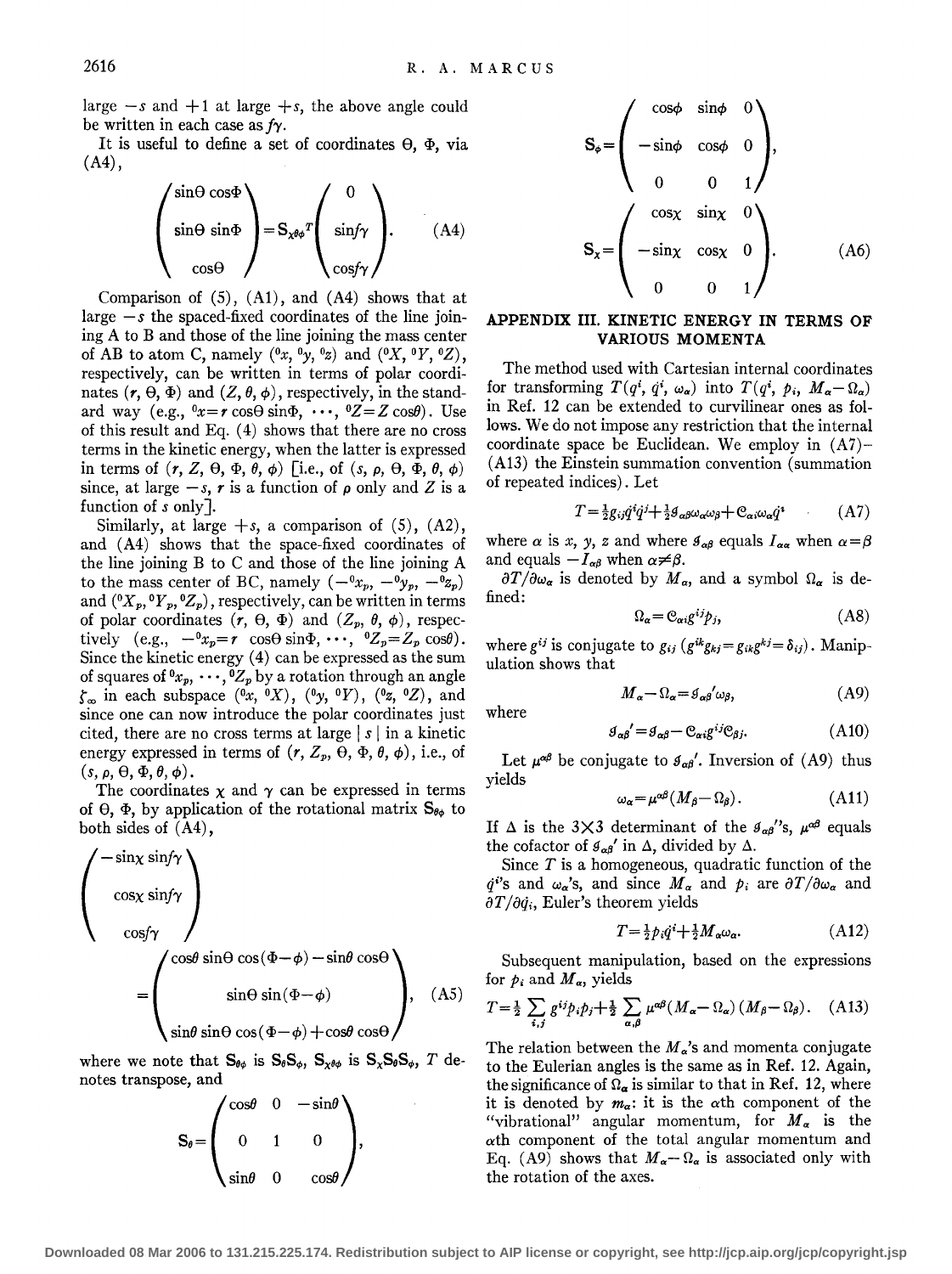large $-s$ and $+1$ at large $+s$, the above angle could be written in each case as $f\gamma$.

It is useful to define a set of coordinates $\Theta$, $\Phi$, via (A4),

$$\begin{pmatrix} \sin\Theta\cos\Phi \\ \sin\Theta\sin\Phi \\ \cos\Theta \end{pmatrix} = \mathbf{S}_{\chi\theta\phi}{}^{T} \begin{pmatrix} 0 \\ \sin f\gamma \\ \cos f\gamma \end{pmatrix}. \quad \text{(A4)}$$

Comparison of (5), (A1), and (A4) shows that at large $-s$ the spaced-fixed coordinates of the line joining A to B and those of the line joining the mass center of AB to atom C, namely $({}^0x, {}^0y, {}^0z)$ and $({}^0X, {}^0Y, {}^0Z)$, respectively, can be written in terms of polar coordinates $(r, \Theta, \Phi)$ and $(Z, \theta, \phi)$, respectively, in the standard way (e.g., ${}^0x = r\cos\Theta\sin\Phi, \cdots, {}^0Z = Z\cos\theta$). Use of this result and Eq. (4) shows that there are no cross terms in the kinetic energy, when the latter is expressed in terms of $(r, Z, \Theta, \Phi, \theta, \phi)$ [i.e., of $(s, \rho, \Theta, \Phi, \theta, \phi)$ since, at large $-s$, $r$ is a function of $\rho$ only and $Z$ is a function of $s$ only].

Similarly, at large $+s$, a comparison of (5), (A2), and (A4) shows that the space-fixed coordinates of the line joining B to C and those of the line joining A to the mass center of BC, namely $(-{}^0x_p, -{}^0y_p, -{}^0z_p)$ and $({}^0X_p, {}^0Y_p, {}^0Z_p)$, respectively, can be written in terms of polar coordinates $(r, \Theta, \Phi)$ and $(Z_p, \theta, \phi)$, respectively (e.g., $-{}^0x_p = r\cos\Theta\sin\Phi, \cdots, {}^0Z_p = Z_p\cos\theta$). Since the kinetic energy (4) can be expressed as the sum of squares of ${}^0x_p, \cdots, {}^0Z_p$ by a rotation through an angle $\zeta_\infty$ in each subspace $({}^0x, {}^0X)$, $({}^0y, {}^0Y)$, $({}^0z, {}^0Z)$, and since one can now introduce the polar coordinates just cited, there are no cross terms at large $|s|$ in a kinetic energy expressed in terms of $(r, Z_p, \Theta, \Phi, \theta, \phi)$, i.e., of $(s, \rho, \Theta, \Phi, \theta, \phi)$.

The coordinates $\chi$ and $\gamma$ can be expressed in terms of $\Theta$, $\Phi$, by application of the rotational matrix $\mathbf{S}_{\theta\phi}$ to both sides of (A4),

$$\begin{pmatrix} -\sin\chi\sin f\gamma \\ \cos\chi\sin f\gamma \\ \cos f\gamma \end{pmatrix} = \begin{pmatrix} \cos\theta\sin\Theta\cos(\Phi-\phi) - \sin\theta\cos\Theta \\ \sin\Theta\sin(\Phi-\phi) \\ \sin\theta\sin\Theta\cos(\Phi-\phi) + \cos\theta\cos\Theta \end{pmatrix}, \quad \text{(A5)}$$

where we note that $\mathbf{S}_{\theta\phi}$ is $\mathbf{S}_\theta\mathbf{S}_\phi$, $\mathbf{S}_{\chi\theta\phi}$ is $\mathbf{S}_\chi\mathbf{S}_\theta\mathbf{S}_\phi$, $T$ denotes transpose, and

$$\mathbf{S}_\theta = \begin{pmatrix} \cos\theta & 0 & -\sin\theta \\ 0 & 1 & 0 \\ \sin\theta & 0 & \cos\theta \end{pmatrix},$$

$$\mathbf{S}_\phi = \begin{pmatrix} \cos\phi & \sin\phi & 0 \\ -\sin\phi & \cos\phi & 0 \\ 0 & 0 & 1 \end{pmatrix},$$

$$\mathbf{S}_\chi = \begin{pmatrix} \cos\chi & \sin\chi & 0 \\ -\sin\chi & \cos\chi & 0 \\ 0 & 0 & 1 \end{pmatrix}. \quad \text{(A6)}$$

## APPENDIX III. KINETIC ENERGY IN TERMS OF VARIOUS MOMENTA

The method used with Cartesian internal coordinates for transforming $T(q^i, \dot{q}^i, \omega_\alpha)$ into $T(q^i, p_i, M_\alpha - \Omega_\alpha)$ in Ref. 12 can be extended to curvilinear ones as follows. We do not impose any restriction that the internal coordinate space be Euclidean. We employ in (A7)–(A13) the Einstein summation convention (summation of repeated indices). Let

$$T = \tfrac{1}{2}g_{ij}\dot{q}^i\dot{q}^j + \tfrac{1}{2}\mathcal{I}_{\alpha\beta}\omega_\alpha\omega_\beta + \mathcal{C}_{\alpha i}\omega_\alpha\dot{q}^i \quad \text{(A7)}$$

where $\alpha$ is $x$, $y$, $z$ and where $\mathcal{I}_{\alpha\beta}$ equals $I_{\alpha\alpha}$ when $\alpha=\beta$ and equals $-I_{\alpha\beta}$ when $\alpha\neq\beta$.

$\partial T/\partial\omega_\alpha$ is denoted by $M_\alpha$, and a symbol $\Omega_\alpha$ is defined:

$$\Omega_\alpha = \mathcal{C}_{\alpha i}g^{ij}p_j, \quad \text{(A8)}$$

where $g^{ij}$ is conjugate to $g_{ij}$ ($g^{ik}g_{kj} = g_{ik}g^{kj} = \delta_{ij}$). Manipulation shows that

$$M_\alpha - \Omega_\alpha = \mathcal{I}_{\alpha\beta}{}'\omega_\beta, \quad \text{(A9)}$$

where

$$\mathcal{I}_{\alpha\beta}{}' = \mathcal{I}_{\alpha\beta} - \mathcal{C}_{\alpha i}g^{ij}\mathcal{C}_{\beta j}. \quad \text{(A10)}$$

Let $\mu^{\alpha\beta}$ be conjugate to $\mathcal{I}_{\alpha\beta}{}'$. Inversion of (A9) thus yields

$$\omega_\alpha = \mu^{\alpha\beta}(M_\beta - \Omega_\beta). \quad \text{(A11)}$$

If $\Delta$ is the $3\times3$ determinant of the $\mathcal{I}_{\alpha\beta}{}'$'s, $\mu^{\alpha\beta}$ equals the cofactor of $\mathcal{I}_{\alpha\beta}{}'$ in $\Delta$, divided by $\Delta$.

Since $T$ is a homogeneous, quadratic function of the $\dot{q}^i$'s and $\omega_\alpha$'s, and since $M_\alpha$ and $p_i$ are $\partial T/\partial\omega_\alpha$ and $\partial T/\partial\dot{q}_i$, Euler's theorem yields

$$T = \tfrac{1}{2}p_i\dot{q}^i + \tfrac{1}{2}M_\alpha\omega_\alpha. \quad \text{(A12)}$$

Subsequent manipulation, based on the expressions for $p_i$ and $M_\alpha$, yields

$$T = \tfrac{1}{2}\sum_{i,j} g^{ij}p_ip_j + \tfrac{1}{2}\sum_{\alpha,\beta}\mu^{\alpha\beta}(M_\alpha - \Omega_\alpha)(M_\beta - \Omega_\beta). \quad \text{(A13)}$$

The relation between the $M_\alpha$'s and momenta conjugate to the Eulerian angles is the same as in Ref. 12. Again, the significance of $\Omega_\alpha$ is similar to that in Ref. 12, where it is denoted by $m_\alpha$: it is the $\alpha$th component of the "vibrational" angular momentum, for $M_\alpha$ is the $\alpha$th component of the total angular momentum and Eq. (A9) shows that $M_\alpha - \Omega_\alpha$ is associated only with the rotation of the axes.